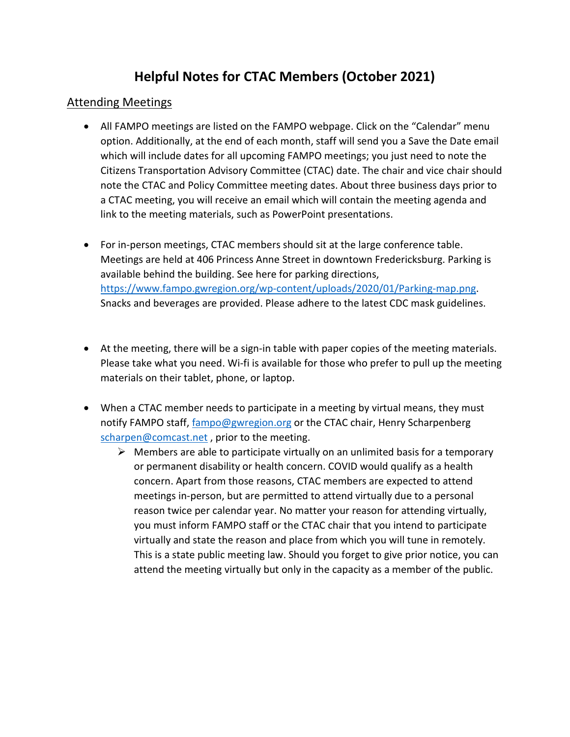# Helpful Notes for CTAC Members (October 2021)

## Attending Meetings

- All FAMPO meetings are listed on the FAMPO webpage. Click on the "Calendar" menu option. Additionally, at the end of each month, staff will send you a Save the Date email which will include dates for all upcoming FAMPO meetings; you just need to note the Citizens Transportation Advisory Committee (CTAC) date. The chair and vice chair should note the CTAC and Policy Committee meeting dates. About three business days prior to a CTAC meeting, you will receive an email which will contain the meeting agenda and link to the meeting materials, such as PowerPoint presentations.

- For in-person meetings, CTAC members should sit at the large conference table. Meetings are held at 406 Princess Anne Street in downtown Fredericksburg. Parking is available behind the building. See here for parking directions, [https://www.fampo.gwregion.org/wp-content/uploads/2020/01/Parking-map.png](https://www.fampo.gwregion.org/wp-content/uploads/2020/01/Parking-map.png). Snacks and beverages are provided. Please adhere to the latest CDC mask guidelines.

- At the meeting, there will be a sign-in table with paper copies of the meeting materials. Please take what you need. Wi-fi is available for those who prefer to pull up the meeting materials on their tablet, phone, or laptop.

- When a CTAC member needs to participate in a meeting by virtual means, they must notify FAMPO staff, [fampo@gwregion.org](mailto:fampo@gwregion.org) or the CTAC chair, Henry Scharpenberg [scharpen@comcast.net](mailto:scharpen@comcast.net) , prior to the meeting.
  - Members are able to participate virtually on an unlimited basis for a temporary or permanent disability or health concern. COVID would qualify as a health concern. Apart from those reasons, CTAC members are expected to attend meetings in-person, but are permitted to attend virtually due to a personal reason twice per calendar year. No matter your reason for attending virtually, you must inform FAMPO staff or the CTAC chair that you intend to participate virtually and state the reason and place from which you will tune in remotely. This is a state public meeting law. Should you forget to give prior notice, you can attend the meeting virtually but only in the capacity as a member of the public.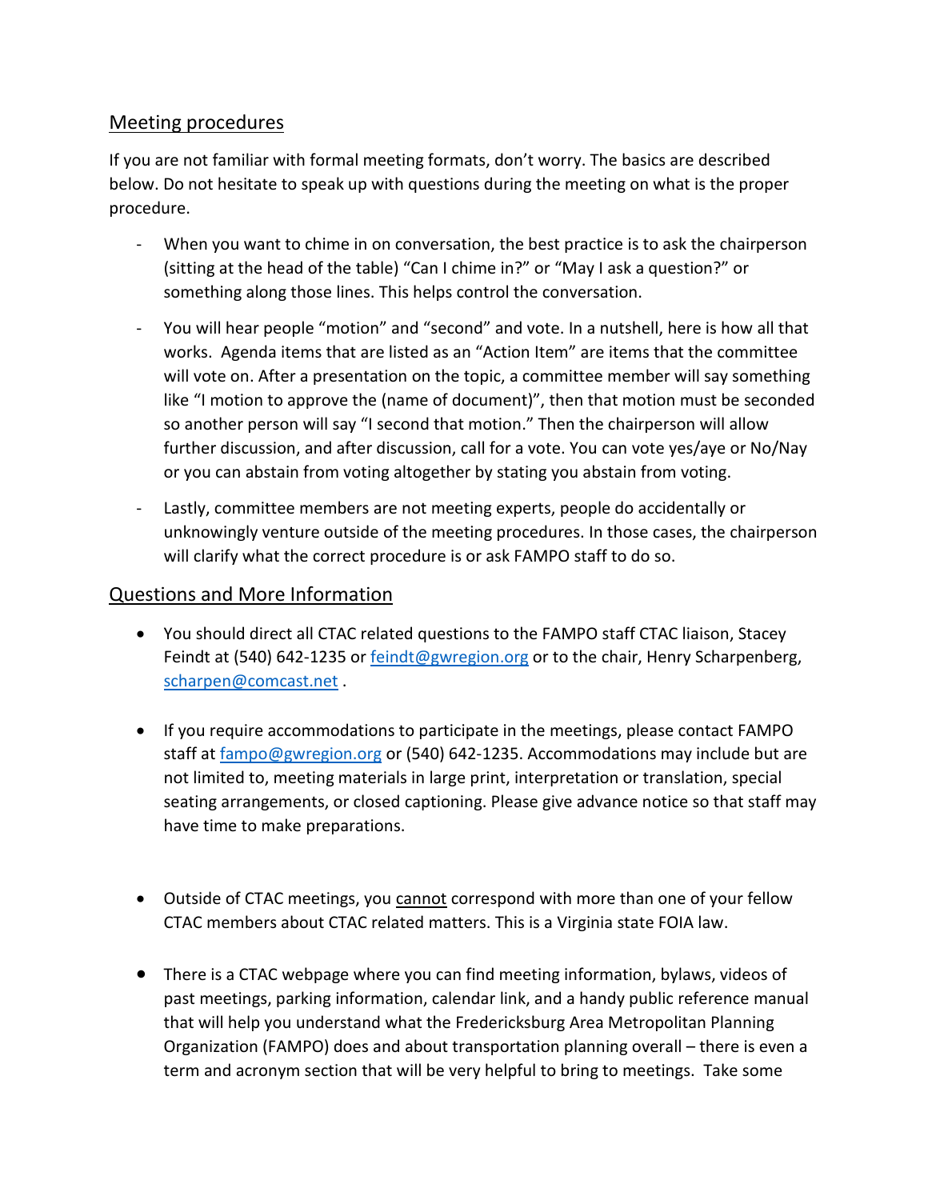## Meeting procedures

If you are not familiar with formal meeting formats, don't worry. The basics are described below. Do not hesitate to speak up with questions during the meeting on what is the proper procedure.

- When you want to chime in on conversation, the best practice is to ask the chairperson (sitting at the head of the table) "Can I chime in?" or "May I ask a question?" or something along those lines. This helps control the conversation.
- You will hear people "motion" and "second" and vote. In a nutshell, here is how all that works. Agenda items that are listed as an "Action Item" are items that the committee will vote on. After a presentation on the topic, a committee member will say something like "I motion to approve the (name of document)", then that motion must be seconded so another person will say "I second that motion." Then the chairperson will allow further discussion, and after discussion, call for a vote. You can vote yes/aye or No/Nay or you can abstain from voting altogether by stating you abstain from voting.
- Lastly, committee members are not meeting experts, people do accidentally or unknowingly venture outside of the meeting procedures. In those cases, the chairperson will clarify what the correct procedure is or ask FAMPO staff to do so.

## Questions and More Information

- You should direct all CTAC related questions to the FAMPO staff CTAC liaison, Stacey Feindt at (540) 642-1235 or feindt@gwregion.org or to the chair, Henry Scharpenberg, scharpen@comcast.net .
- If you require accommodations to participate in the meetings, please contact FAMPO staff at fampo@gwregion.org or (540) 642-1235. Accommodations may include but are not limited to, meeting materials in large print, interpretation or translation, special seating arrangements, or closed captioning. Please give advance notice so that staff may have time to make preparations.
- Outside of CTAC meetings, you cannot correspond with more than one of your fellow CTAC members about CTAC related matters. This is a Virginia state FOIA law.
- There is a CTAC webpage where you can find meeting information, bylaws, videos of past meetings, parking information, calendar link, and a handy public reference manual that will help you understand what the Fredericksburg Area Metropolitan Planning Organization (FAMPO) does and about transportation planning overall – there is even a term and acronym section that will be very helpful to bring to meetings. Take some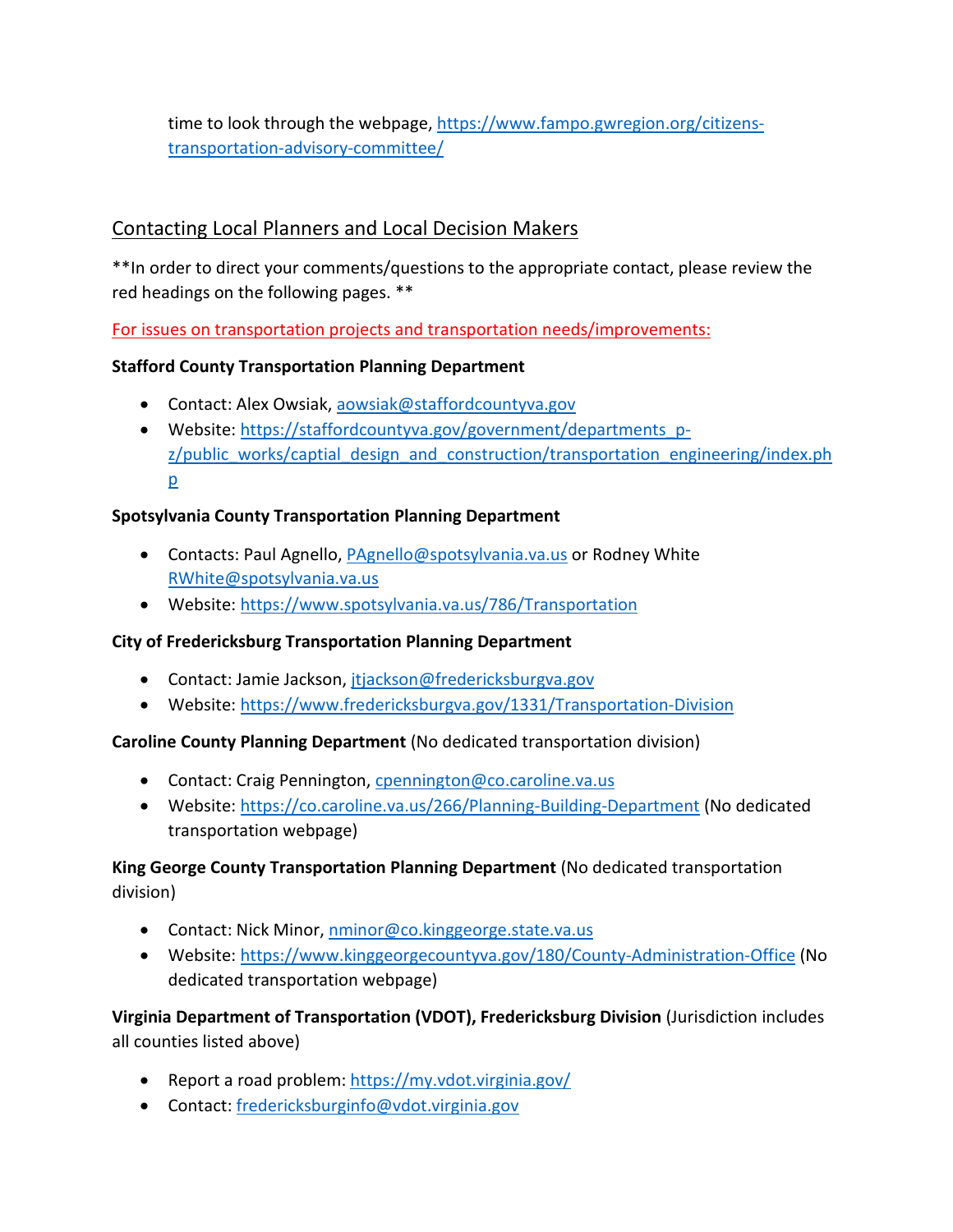time to look through the webpage, [https://www.fampo.gwregion.org/citizens-transportation-advisory-committee/](https://www.fampo.gwregion.org/citizens-transportation-advisory-committee/)

## Contacting Local Planners and Local Decision Makers

**In order to direct your comments/questions to the appropriate contact, please review the red headings on the following pages. **

For issues on transportation projects and transportation needs/improvements:

**Stafford County Transportation Planning Department**

- Contact: Alex Owsiak, [aowsiak@staffordcountyva.gov](mailto:aowsiak@staffordcountyva.gov)
- Website: [https://staffordcountyva.gov/government/departments_p-z/public_works/captial_design_and_construction/transportation_engineering/index.php](https://staffordcountyva.gov/government/departments_p-z/public_works/captial_design_and_construction/transportation_engineering/index.php)

**Spotsylvania County Transportation Planning Department**

- Contacts: Paul Agnello, [PAgnello@spotsylvania.va.us](mailto:PAgnello@spotsylvania.va.us) or Rodney White [RWhite@spotsylvania.va.us](mailto:RWhite@spotsylvania.va.us)
- Website: [https://www.spotsylvania.va.us/786/Transportation](https://www.spotsylvania.va.us/786/Transportation)

**City of Fredericksburg Transportation Planning Department**

- Contact: Jamie Jackson, [jtjackson@fredericksburgva.gov](mailto:jtjackson@fredericksburgva.gov)
- Website: [https://www.fredericksburgva.gov/1331/Transportation-Division](https://www.fredericksburgva.gov/1331/Transportation-Division)

**Caroline County Planning Department** (No dedicated transportation division)

- Contact: Craig Pennington, [cpennington@co.caroline.va.us](mailto:cpennington@co.caroline.va.us)
- Website: [https://co.caroline.va.us/266/Planning-Building-Department](https://co.caroline.va.us/266/Planning-Building-Department) (No dedicated transportation webpage)

**King George County Transportation Planning Department** (No dedicated transportation division)

- Contact: Nick Minor, [nminor@co.kinggeorge.state.va.us](mailto:nminor@co.kinggeorge.state.va.us)
- Website: [https://www.kinggeorgecountyva.gov/180/County-Administration-Office](https://www.kinggeorgecountyva.gov/180/County-Administration-Office) (No dedicated transportation webpage)

**Virginia Department of Transportation (VDOT), Fredericksburg Division** (Jurisdiction includes all counties listed above)

- Report a road problem: [https://my.vdot.virginia.gov/](https://my.vdot.virginia.gov/)
- Contact: [fredericksburginfo@vdot.virginia.gov](mailto:fredericksburginfo@vdot.virginia.gov)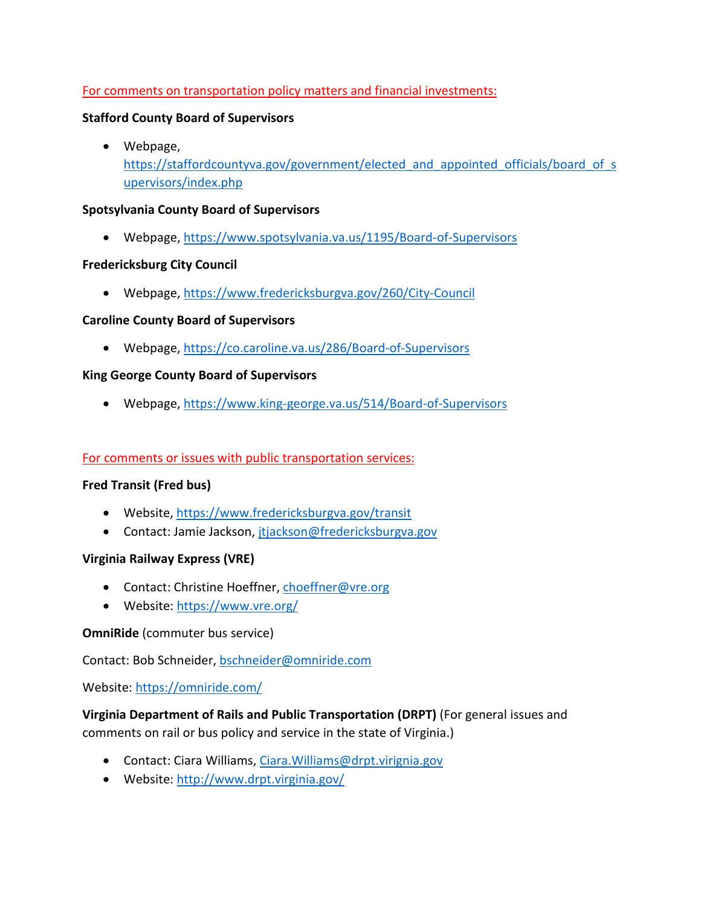For comments on transportation policy matters and financial investments:

**Stafford County Board of Supervisors**

- Webpage, https://staffordcountyva.gov/government/elected_and_appointed_officials/board_of_supervisors/index.php

**Spotsylvania County Board of Supervisors**

- Webpage, https://www.spotsylvania.va.us/1195/Board-of-Supervisors

**Fredericksburg City Council**

- Webpage, https://www.fredericksburgva.gov/260/City-Council

**Caroline County Board of Supervisors**

- Webpage, https://co.caroline.va.us/286/Board-of-Supervisors

**King George County Board of Supervisors**

- Webpage, https://www.king-george.va.us/514/Board-of-Supervisors

For comments or issues with public transportation services:

**Fred Transit (Fred bus)**

- Website, https://www.fredericksburgva.gov/transit
- Contact: Jamie Jackson, jtjackson@fredericksburgva.gov

**Virginia Railway Express (VRE)**

- Contact: Christine Hoeffner, choeffner@vre.org
- Website: https://www.vre.org/

**OmniRide** (commuter bus service)

Contact: Bob Schneider, bschneider@omniride.com

Website: https://omniride.com/

**Virginia Department of Rails and Public Transportation (DRPT)** (For general issues and comments on rail or bus policy and service in the state of Virginia.)

- Contact: Ciara Williams, Ciara.Williams@drpt.virignia.gov
- Website: http://www.drpt.virginia.gov/